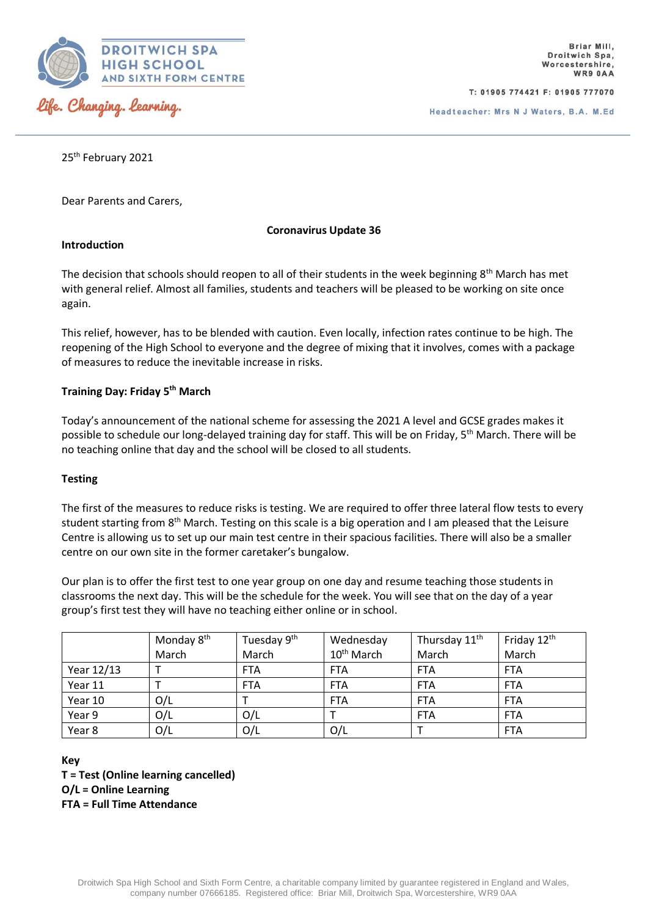**DROITWICH SPA HIGH SCHOOL AND SIXTH FORM CENTRE**

*Life. Changing. Learning.*

Briar Mill,
Droitwich Spa,
Worcestershire,
WR9 0AA

T: 01905 774421 F: 01905 777070

Headteacher: Mrs N J Waters, B.A. M.Ed

25th February 2021

Dear Parents and Carers,

**Coronavirus Update 36**

**Introduction**

The decision that schools should reopen to all of their students in the week beginning 8th March has met with general relief. Almost all families, students and teachers will be pleased to be working on site once again.

This relief, however, has to be blended with caution. Even locally, infection rates continue to be high. The reopening of the High School to everyone and the degree of mixing that it involves, comes with a package of measures to reduce the inevitable increase in risks.

**Training Day: Friday 5th March**

Today's announcement of the national scheme for assessing the 2021 A level and GCSE grades makes it possible to schedule our long-delayed training day for staff. This will be on Friday, 5th March. There will be no teaching online that day and the school will be closed to all students.

**Testing**

The first of the measures to reduce risks is testing. We are required to offer three lateral flow tests to every student starting from 8th March. Testing on this scale is a big operation and I am pleased that the Leisure Centre is allowing us to set up our main test centre in their spacious facilities. There will also be a smaller centre on our own site in the former caretaker's bungalow.

Our plan is to offer the first test to one year group on one day and resume teaching those students in classrooms the next day. This will be the schedule for the week. You will see that on the day of a year group's first test they will have no teaching either online or in school.

| | Monday 8th March | Tuesday 9th March | Wednesday 10th March | Thursday 11th March | Friday 12th March |
|---|---|---|---|---|---|
| Year 12/13 | T | FTA | FTA | FTA | FTA |
| Year 11 | T | FTA | FTA | FTA | FTA |
| Year 10 | O/L | T | FTA | FTA | FTA |
| Year 9 | O/L | O/L | T | FTA | FTA |
| Year 8 | O/L | O/L | O/L | T | FTA |

**Key**
**T = Test (Online learning cancelled)**
**O/L = Online Learning**
**FTA = Full Time Attendance**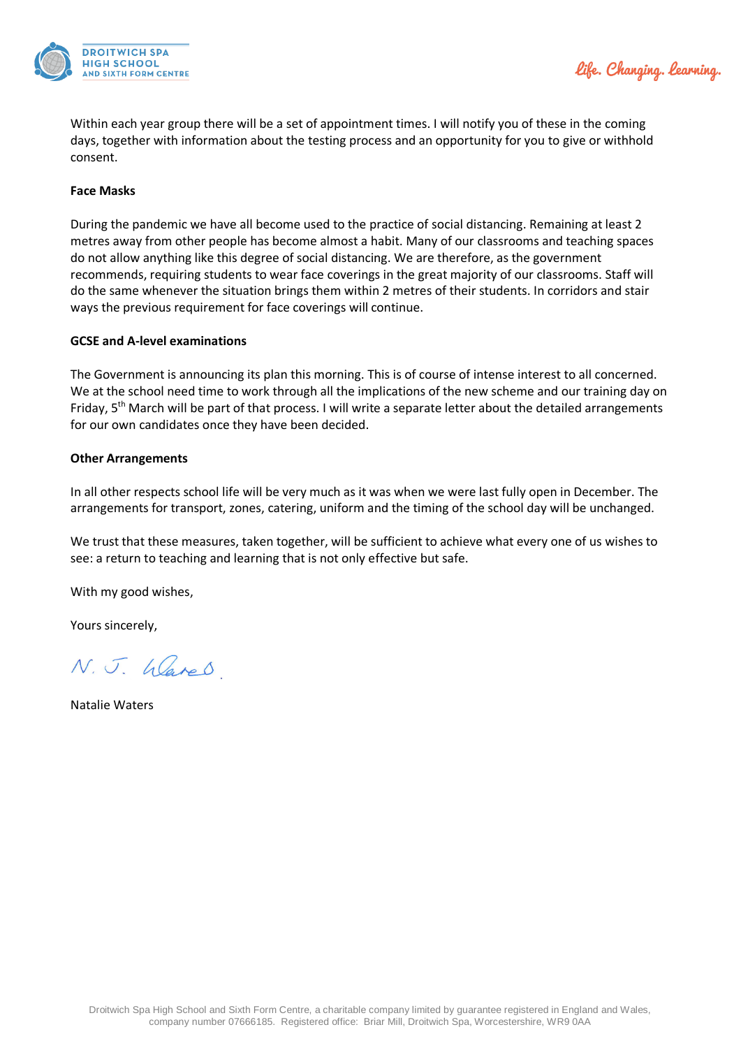Within each year group there will be a set of appointment times. I will notify you of these in the coming days, together with information about the testing process and an opportunity for you to give or withhold consent.

**Face Masks**

During the pandemic we have all become used to the practice of social distancing. Remaining at least 2 metres away from other people has become almost a habit. Many of our classrooms and teaching spaces do not allow anything like this degree of social distancing. We are therefore, as the government recommends, requiring students to wear face coverings in the great majority of our classrooms. Staff will do the same whenever the situation brings them within 2 metres of their students. In corridors and stair ways the previous requirement for face coverings will continue.

**GCSE and A-level examinations**

The Government is announcing its plan this morning. This is of course of intense interest to all concerned. We at the school need time to work through all the implications of the new scheme and our training day on Friday, 5th March will be part of that process. I will write a separate letter about the detailed arrangements for our own candidates once they have been decided.

**Other Arrangements**

In all other respects school life will be very much as it was when we were last fully open in December. The arrangements for transport, zones, catering, uniform and the timing of the school day will be unchanged.

We trust that these measures, taken together, will be sufficient to achieve what every one of us wishes to see: a return to teaching and learning that is not only effective but safe.

With my good wishes,

Yours sincerely,

N. J. Waters

Natalie Waters